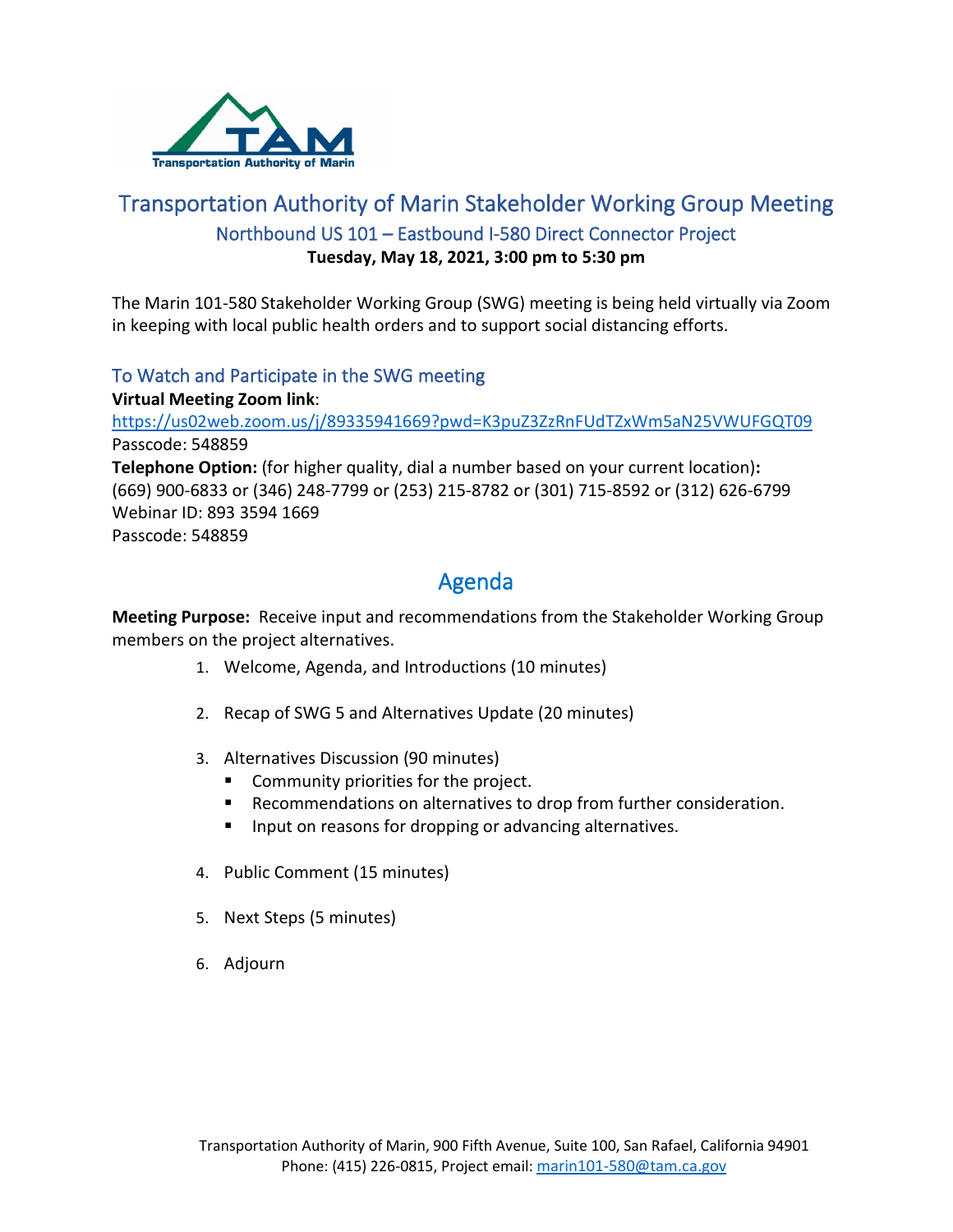# Transportation Authority of Marin Stakeholder Working Group Meeting

## Northbound US 101 – Eastbound I-580 Direct Connector Project

**Tuesday, May 18, 2021, 3:00 pm to 5:30 pm**

The Marin 101-580 Stakeholder Working Group (SWG) meeting is being held virtually via Zoom in keeping with local public health orders and to support social distancing efforts.

### To Watch and Participate in the SWG meeting

**Virtual Meeting Zoom link**:
https://us02web.zoom.us/j/89335941669?pwd=K3puZ3ZzRnFUdTZxWm5aN25VWUFGQT09
Passcode: 548859
**Telephone Option:** (for higher quality, dial a number based on your current location)**:**
(669) 900-6833 or (346) 248-7799 or (253) 215-8782 or (301) 715-8592 or (312) 626-6799
Webinar ID: 893 3594 1669
Passcode: 548859

## Agenda

**Meeting Purpose:** Receive input and recommendations from the Stakeholder Working Group members on the project alternatives.

1. Welcome, Agenda, and Introductions (10 minutes)
2. Recap of SWG 5 and Alternatives Update (20 minutes)
3. Alternatives Discussion (90 minutes)
   - Community priorities for the project.
   - Recommendations on alternatives to drop from further consideration.
   - Input on reasons for dropping or advancing alternatives.
4. Public Comment (15 minutes)
5. Next Steps (5 minutes)
6. Adjourn

Transportation Authority of Marin, 900 Fifth Avenue, Suite 100, San Rafael, California 94901
Phone: (415) 226-0815, Project email: marin101-580@tam.ca.gov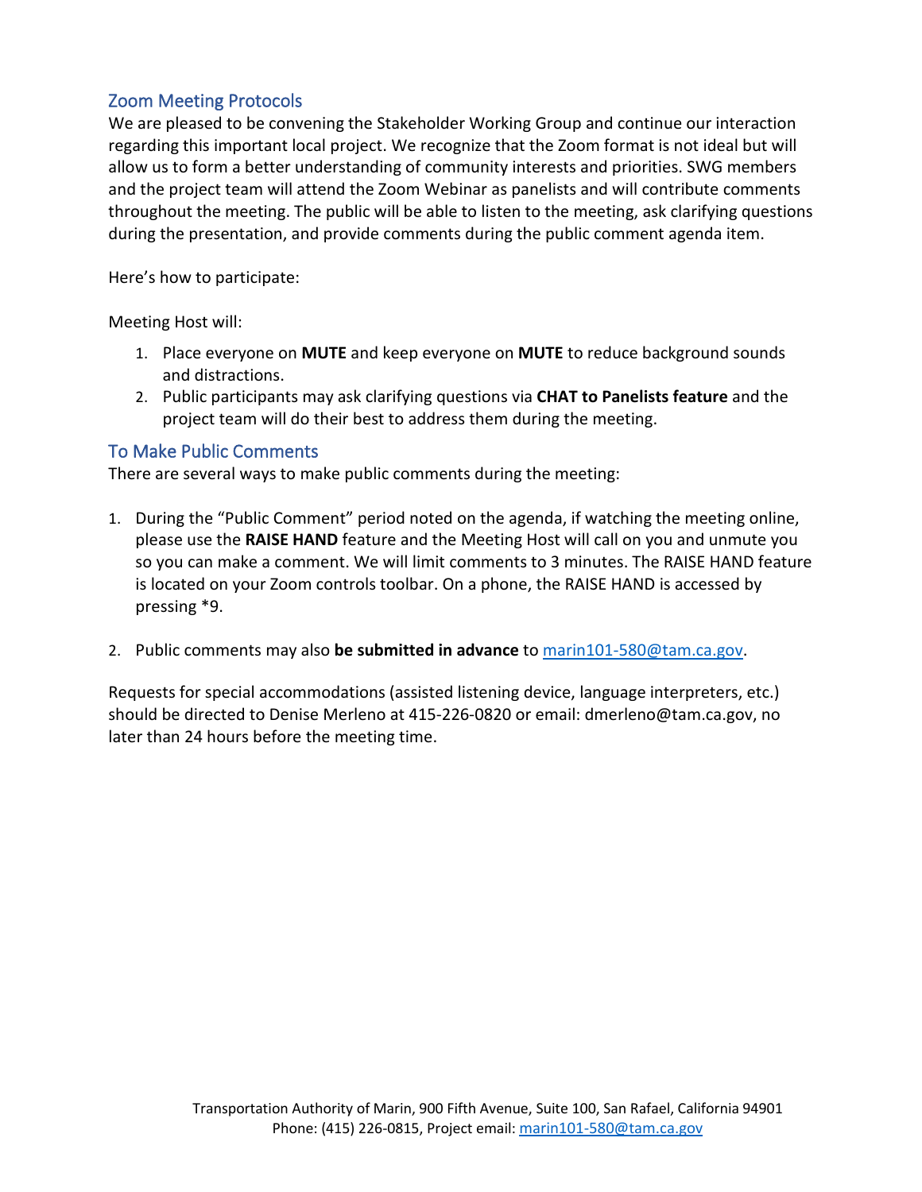## Zoom Meeting Protocols

We are pleased to be convening the Stakeholder Working Group and continue our interaction regarding this important local project. We recognize that the Zoom format is not ideal but will allow us to form a better understanding of community interests and priorities. SWG members and the project team will attend the Zoom Webinar as panelists and will contribute comments throughout the meeting. The public will be able to listen to the meeting, ask clarifying questions during the presentation, and provide comments during the public comment agenda item.

Here's how to participate:

Meeting Host will:

1. Place everyone on **MUTE** and keep everyone on **MUTE** to reduce background sounds and distractions.
2. Public participants may ask clarifying questions via **CHAT to Panelists feature** and the project team will do their best to address them during the meeting.

## To Make Public Comments

There are several ways to make public comments during the meeting:

1. During the "Public Comment" period noted on the agenda, if watching the meeting online, please use the **RAISE HAND** feature and the Meeting Host will call on you and unmute you so you can make a comment. We will limit comments to 3 minutes. The RAISE HAND feature is located on your Zoom controls toolbar. On a phone, the RAISE HAND is accessed by pressing *9.

2. Public comments may also **be submitted in advance** to [marin101-580@tam.ca.gov](mailto:marin101-580@tam.ca.gov).

Requests for special accommodations (assisted listening device, language interpreters, etc.) should be directed to Denise Merleno at 415-226-0820 or email: dmerleno@tam.ca.gov, no later than 24 hours before the meeting time.

Transportation Authority of Marin, 900 Fifth Avenue, Suite 100, San Rafael, California 94901
Phone: (415) 226-0815, Project email: [marin101-580@tam.ca.gov](mailto:marin101-580@tam.ca.gov)